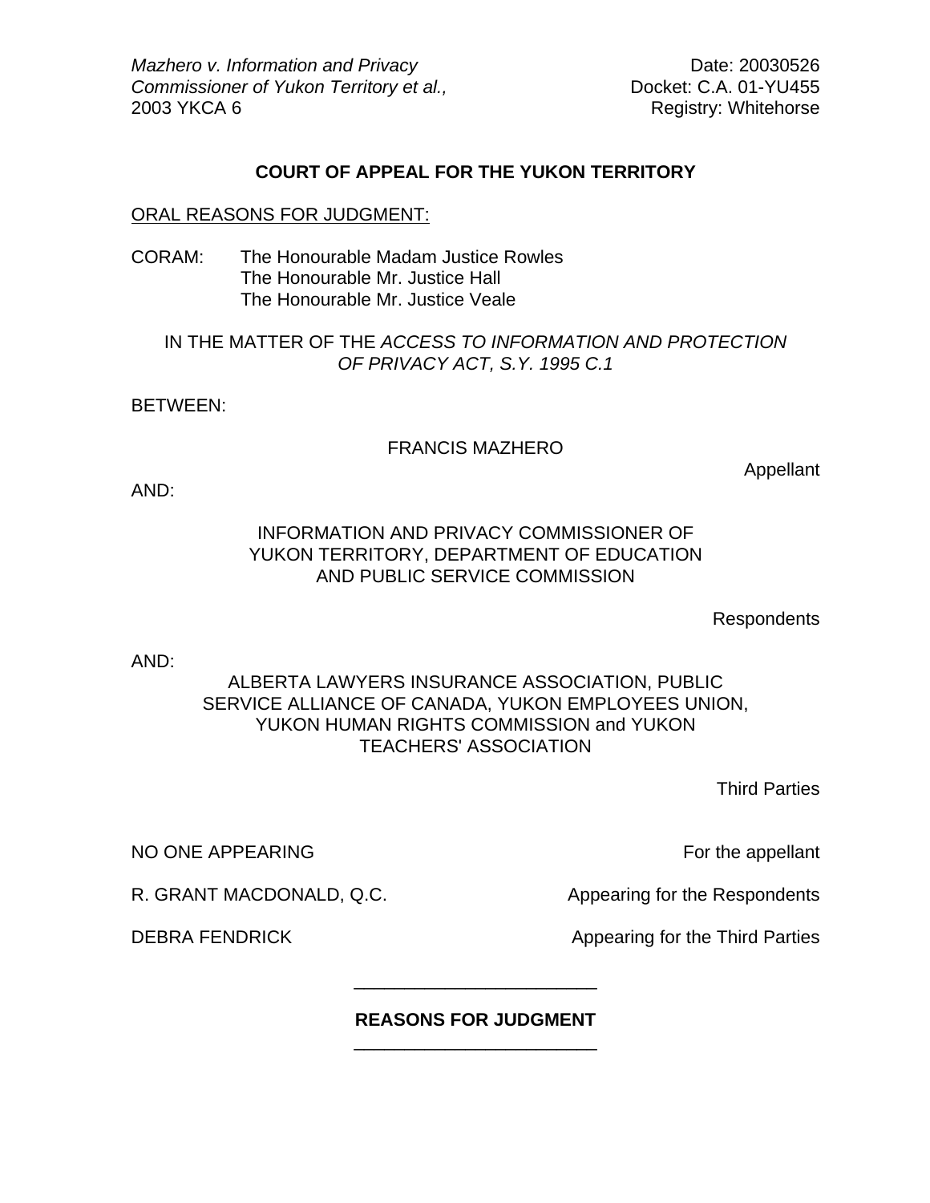*Mazhero v. Information and Privacy Commissioner of Yukon Territory et al.,*
2003 YKCA 6

Date: 20030526
Docket: C.A. 01-YU455
Registry: Whitehorse

**COURT OF APPEAL FOR THE YUKON TERRITORY**

ORAL REASONS FOR JUDGMENT:

CORAM: The Honourable Madam Justice Rowles
The Honourable Mr. Justice Hall
The Honourable Mr. Justice Veale

IN THE MATTER OF THE *ACCESS TO INFORMATION AND PROTECTION OF PRIVACY ACT, S.Y. 1995 C.1*

BETWEEN:

FRANCIS MAZHERO

Appellant

AND:

INFORMATION AND PRIVACY COMMISSIONER OF YUKON TERRITORY, DEPARTMENT OF EDUCATION AND PUBLIC SERVICE COMMISSION

Respondents

AND:

ALBERTA LAWYERS INSURANCE ASSOCIATION, PUBLIC SERVICE ALLIANCE OF CANADA, YUKON EMPLOYEES UNION, YUKON HUMAN RIGHTS COMMISSION and YUKON TEACHERS' ASSOCIATION

Third Parties

| | |
|---|---|
| NO ONE APPEARING | For the appellant |
| R. GRANT MACDONALD, Q.C. | Appearing for the Respondents |
| DEBRA FENDRICK | Appearing for the Third Parties |

**REASONS FOR JUDGMENT**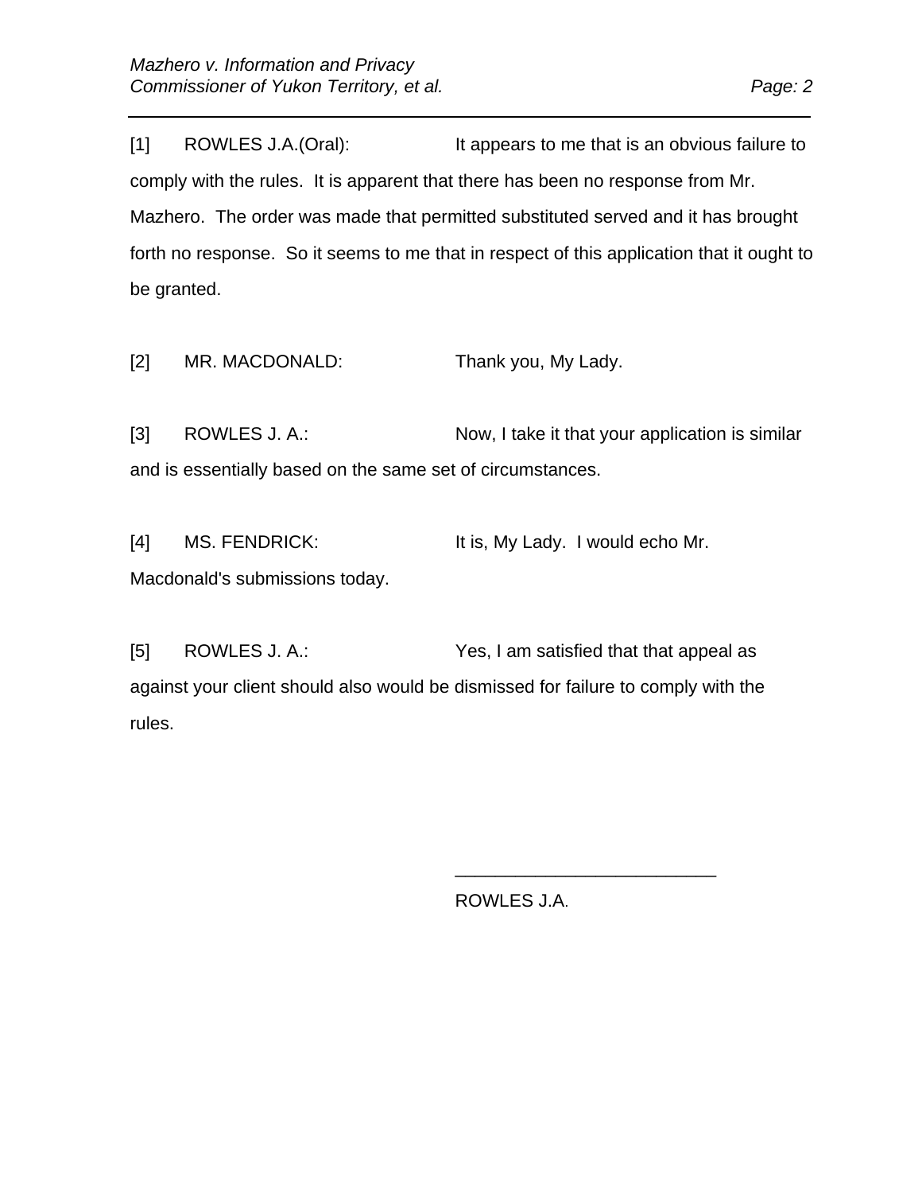[1] ROWLES J.A.(Oral): It appears to me that is an obvious failure to comply with the rules. It is apparent that there has been no response from Mr. Mazhero. The order was made that permitted substituted served and it has brought forth no response. So it seems to me that in respect of this application that it ought to be granted.

[2] MR. MACDONALD: Thank you, My Lady.

[3] ROWLES J. A.: Now, I take it that your application is similar and is essentially based on the same set of circumstances.

[4] MS. FENDRICK: It is, My Lady. I would echo Mr. Macdonald's submissions today.

[5] ROWLES J. A.: Yes, I am satisfied that that appeal as against your client should also would be dismissed for failure to comply with the rules.

___________________________

ROWLES J.A.